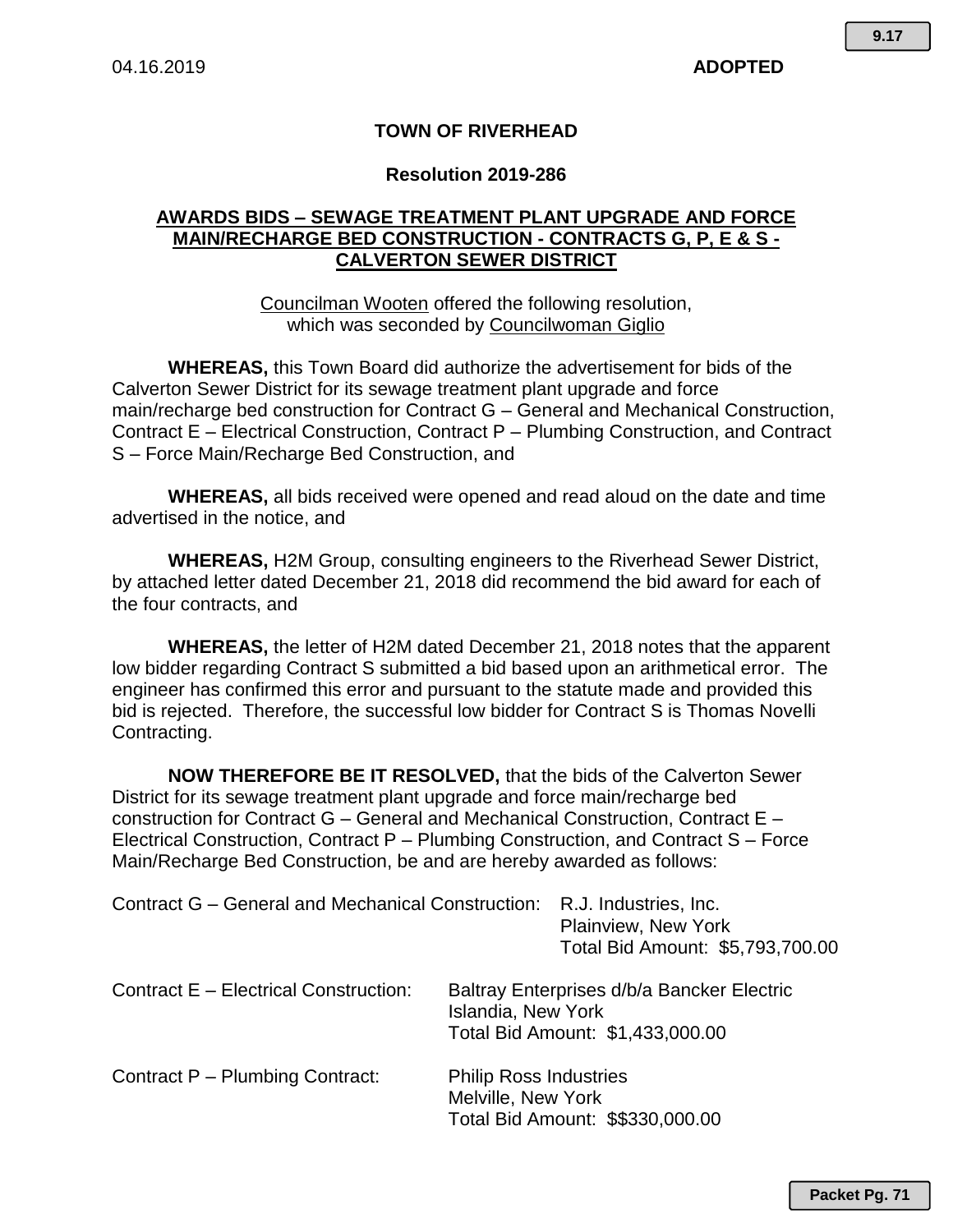04.16.2019 **ADOPTED**

**TOWN OF RIVERHEAD**

**Resolution 2019-286**

**AWARDS BIDS – SEWAGE TREATMENT PLANT UPGRADE AND FORCE MAIN/RECHARGE BED CONSTRUCTION - CONTRACTS G, P, E & S - CALVERTON SEWER DISTRICT**

Councilman Wooten offered the following resolution, which was seconded by Councilwoman Giglio

**WHEREAS,** this Town Board did authorize the advertisement for bids of the Calverton Sewer District for its sewage treatment plant upgrade and force main/recharge bed construction for Contract G – General and Mechanical Construction, Contract E – Electrical Construction, Contract P – Plumbing Construction, and Contract S – Force Main/Recharge Bed Construction, and

**WHEREAS,** all bids received were opened and read aloud on the date and time advertised in the notice, and

**WHEREAS,** H2M Group, consulting engineers to the Riverhead Sewer District, by attached letter dated December 21, 2018 did recommend the bid award for each of the four contracts, and

**WHEREAS,** the letter of H2M dated December 21, 2018 notes that the apparent low bidder regarding Contract S submitted a bid based upon an arithmetical error. The engineer has confirmed this error and pursuant to the statute made and provided this bid is rejected. Therefore, the successful low bidder for Contract S is Thomas Novelli Contracting.

**NOW THEREFORE BE IT RESOLVED,** that the bids of the Calverton Sewer District for its sewage treatment plant upgrade and force main/recharge bed construction for Contract G – General and Mechanical Construction, Contract E – Electrical Construction, Contract P – Plumbing Construction, and Contract S – Force Main/Recharge Bed Construction, be and are hereby awarded as follows:

Contract G – General and Mechanical Construction: R.J. Industries, Inc.
Plainview, New York
Total Bid Amount: $5,793,700.00

Contract E – Electrical Construction: Baltray Enterprises d/b/a Bancker Electric
Islandia, New York
Total Bid Amount: $1,433,000.00

Contract P – Plumbing Contract: Philip Ross Industries
Melville, New York
Total Bid Amount: $$330,000.00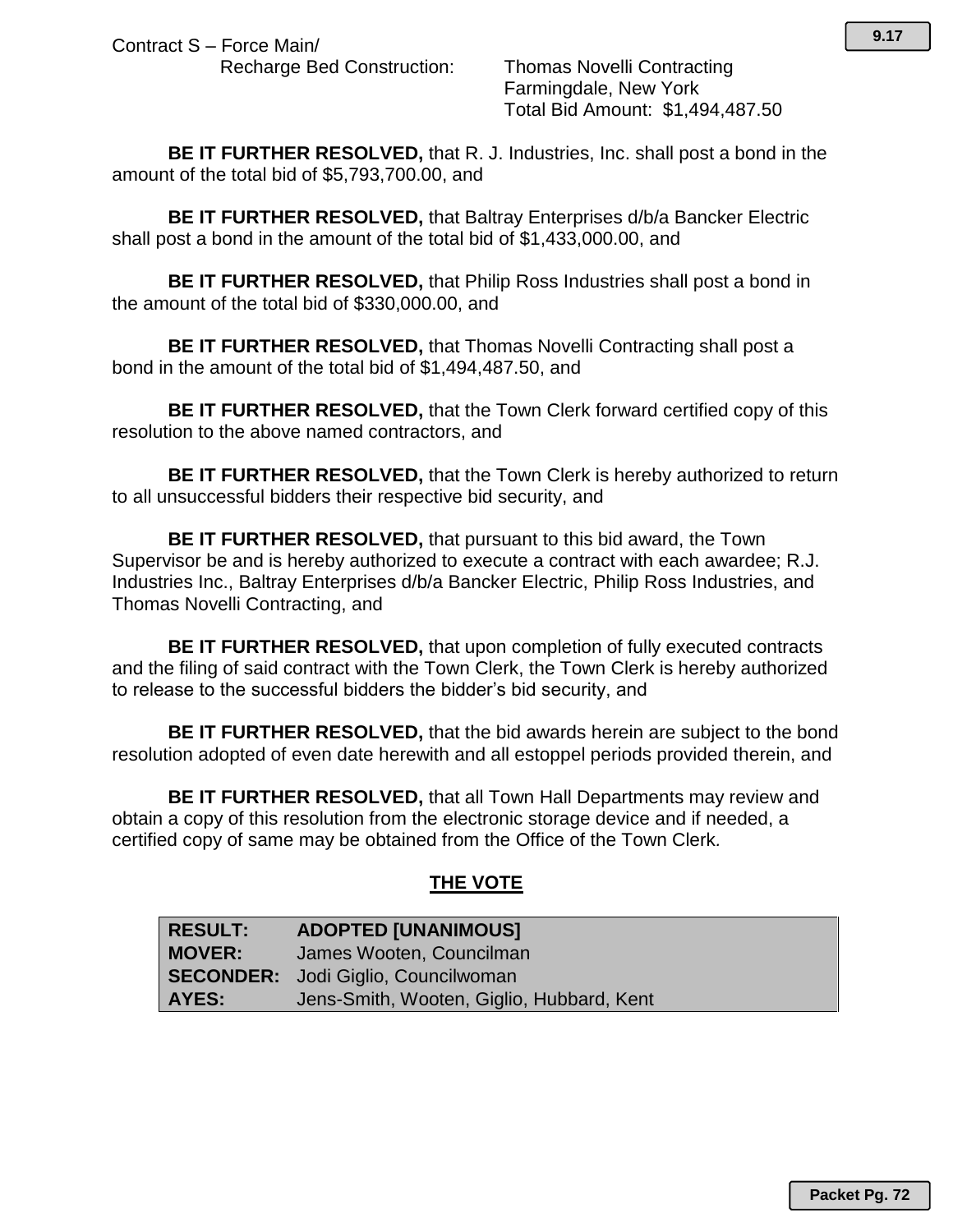Contract S – Force Main/
Recharge Bed Construction: Thomas Novelli Contracting
Farmingdale, New York
Total Bid Amount: $1,494,487.50

**BE IT FURTHER RESOLVED,** that R. J. Industries, Inc. shall post a bond in the amount of the total bid of $5,793,700.00, and

**BE IT FURTHER RESOLVED,** that Baltray Enterprises d/b/a Bancker Electric shall post a bond in the amount of the total bid of $1,433,000.00, and

**BE IT FURTHER RESOLVED,** that Philip Ross Industries shall post a bond in the amount of the total bid of $330,000.00, and

**BE IT FURTHER RESOLVED,** that Thomas Novelli Contracting shall post a bond in the amount of the total bid of $1,494,487.50, and

**BE IT FURTHER RESOLVED,** that the Town Clerk forward certified copy of this resolution to the above named contractors, and

**BE IT FURTHER RESOLVED,** that the Town Clerk is hereby authorized to return to all unsuccessful bidders their respective bid security, and

**BE IT FURTHER RESOLVED,** that pursuant to this bid award, the Town Supervisor be and is hereby authorized to execute a contract with each awardee; R.J. Industries Inc., Baltray Enterprises d/b/a Bancker Electric, Philip Ross Industries, and Thomas Novelli Contracting, and

**BE IT FURTHER RESOLVED,** that upon completion of fully executed contracts and the filing of said contract with the Town Clerk, the Town Clerk is hereby authorized to release to the successful bidders the bidder's bid security, and

**BE IT FURTHER RESOLVED,** that the bid awards herein are subject to the bond resolution adopted of even date herewith and all estoppel periods provided therein, and

**BE IT FURTHER RESOLVED,** that all Town Hall Departments may review and obtain a copy of this resolution from the electronic storage device and if needed, a certified copy of same may be obtained from the Office of the Town Clerk.

## THE VOTE

| | |
|---|---|
| **RESULT:** | **ADOPTED [UNANIMOUS]** |
| **MOVER:** | James Wooten, Councilman |
| **SECONDER:** | Jodi Giglio, Councilwoman |
| **AYES:** | Jens-Smith, Wooten, Giglio, Hubbard, Kent |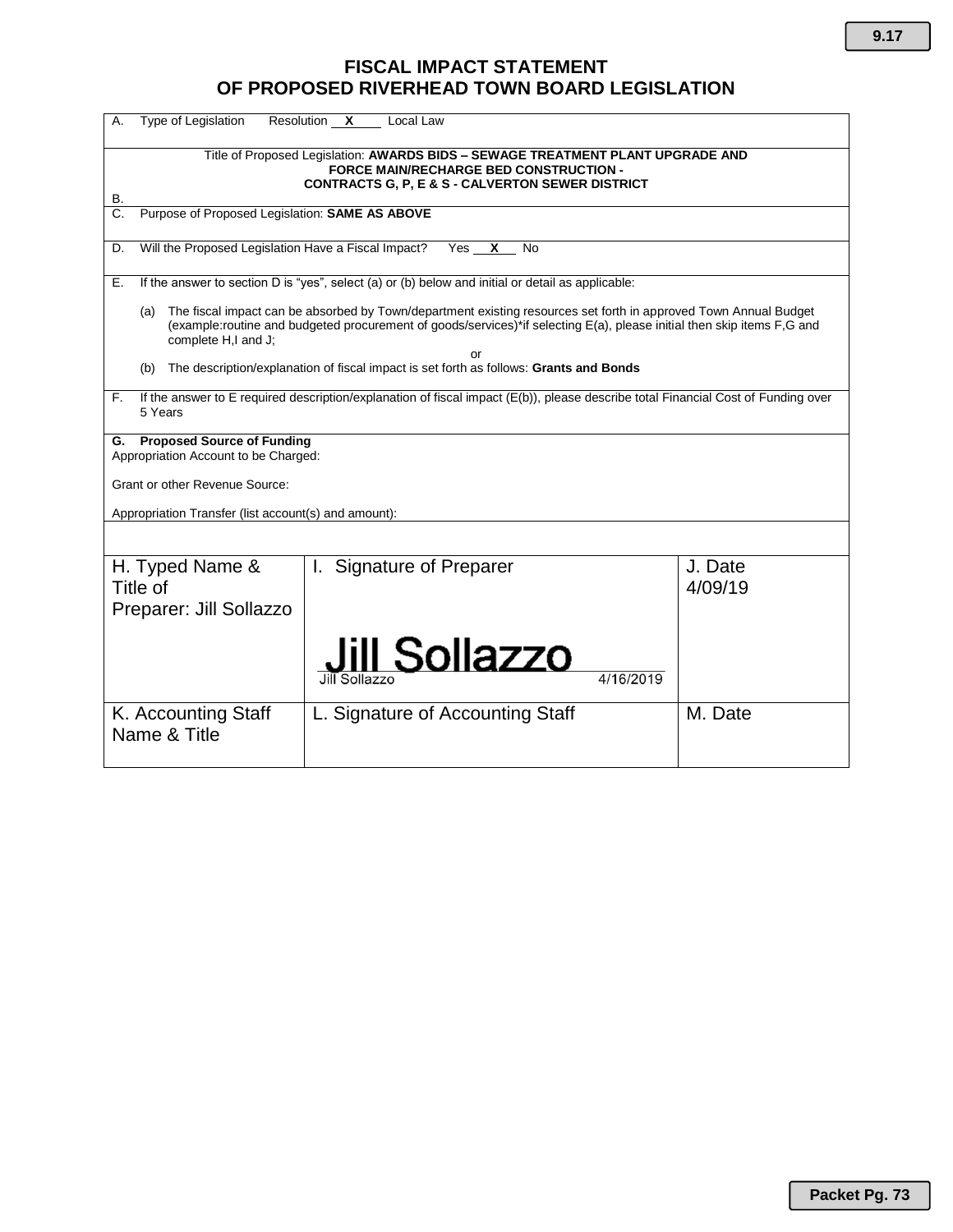# FISCAL IMPACT STATEMENT
# OF PROPOSED RIVERHEAD TOWN BOARD LEGISLATION

A. Type of Legislation Resolution __X__ Local Law

B. Title of Proposed Legislation: **AWARDS BIDS – SEWAGE TREATMENT PLANT UPGRADE AND FORCE MAIN/RECHARGE BED CONSTRUCTION - CONTRACTS G, P, E & S - CALVERTON SEWER DISTRICT**

C. Purpose of Proposed Legislation: **SAME AS ABOVE**

D. Will the Proposed Legislation Have a Fiscal Impact? Yes __X__ No

E. If the answer to section D is "yes", select (a) or (b) below and initial or detail as applicable:

(a) The fiscal impact can be absorbed by Town/department existing resources set forth in approved Town Annual Budget (example:routine and budgeted procurement of goods/services)*if selecting E(a), please initial then skip items F,G and complete H,I and J;

or

(b) The description/explanation of fiscal impact is set forth as follows: **Grants and Bonds**

F. If the answer to E required description/explanation of fiscal impact (E(b)), please describe total Financial Cost of Funding over 5 Years

**G. Proposed Source of Funding**

Appropriation Account to be Charged:

Grant or other Revenue Source:

Appropriation Transfer (list account(s) and amount):

| H. Typed Name & Title of Preparer: Jill Sollazzo | I. Signature of Preparer | J. Date |
|---|---|---|
| | Jill Sollazzo<br>Jill Sollazzo 4/16/2019 | 4/09/19 |
| **K. Accounting Staff Name & Title** | **L. Signature of Accounting Staff** | **M. Date** |
| | | |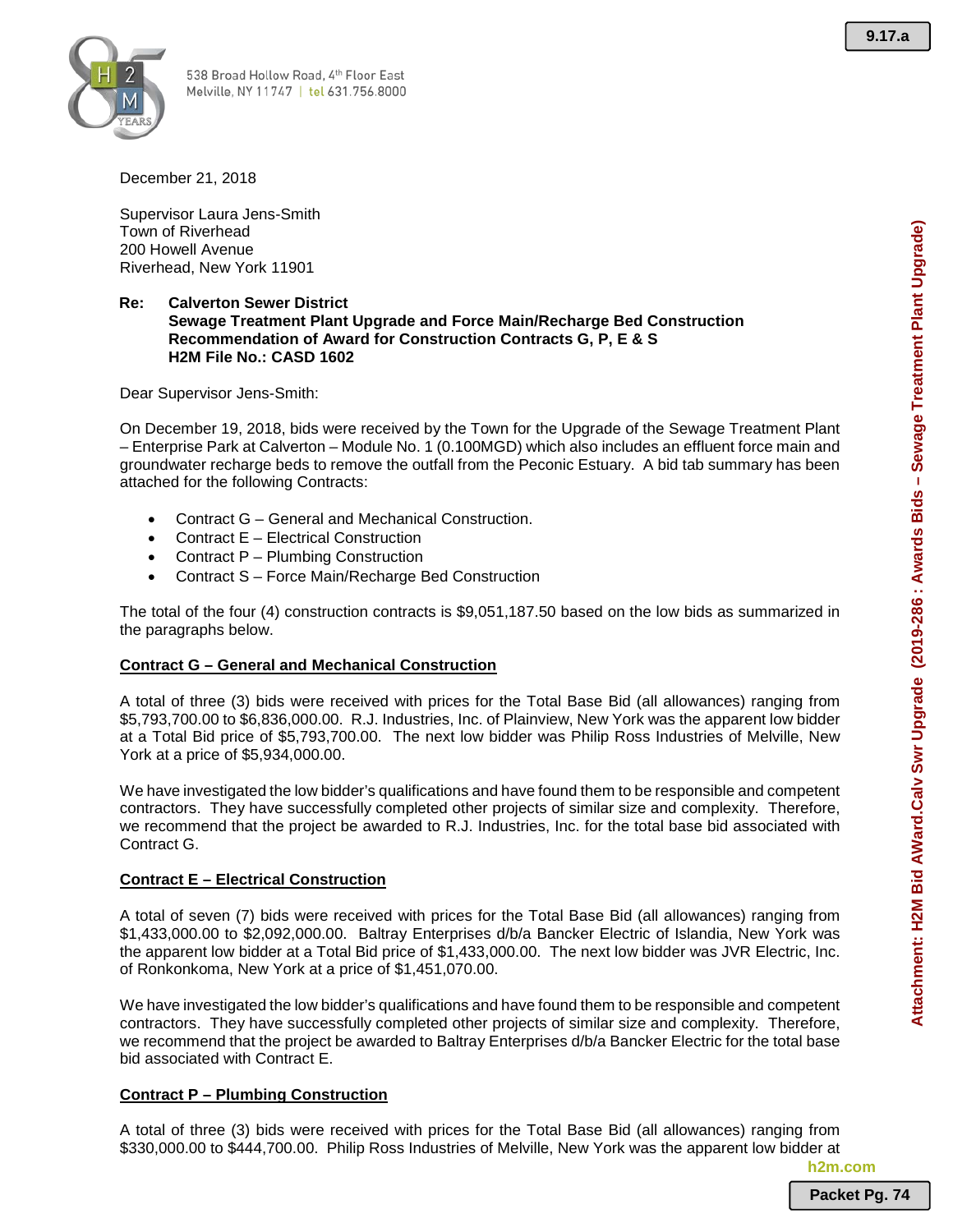538 Broad Hollow Road, 4th Floor East
Melville, NY 11747 | tel 631.756.8000

December 21, 2018

Supervisor Laura Jens-Smith
Town of Riverhead
200 Howell Avenue
Riverhead, New York 11901

**Re: Calverton Sewer District**
**Sewage Treatment Plant Upgrade and Force Main/Recharge Bed Construction**
**Recommendation of Award for Construction Contracts G, P, E & S**
**H2M File No.: CASD 1602**

Dear Supervisor Jens-Smith:

On December 19, 2018, bids were received by the Town for the Upgrade of the Sewage Treatment Plant – Enterprise Park at Calverton – Module No. 1 (0.100MGD) which also includes an effluent force main and groundwater recharge beds to remove the outfall from the Peconic Estuary. A bid tab summary has been attached for the following Contracts:

- Contract G – General and Mechanical Construction.
- Contract E – Electrical Construction
- Contract P – Plumbing Construction
- Contract S – Force Main/Recharge Bed Construction

The total of the four (4) construction contracts is $9,051,187.50 based on the low bids as summarized in the paragraphs below.

**Contract G – General and Mechanical Construction**

A total of three (3) bids were received with prices for the Total Base Bid (all allowances) ranging from $5,793,700.00 to $6,836,000.00. R.J. Industries, Inc. of Plainview, New York was the apparent low bidder at a Total Bid price of $5,793,700.00. The next low bidder was Philip Ross Industries of Melville, New York at a price of $5,934,000.00.

We have investigated the low bidder's qualifications and have found them to be responsible and competent contractors. They have successfully completed other projects of similar size and complexity. Therefore, we recommend that the project be awarded to R.J. Industries, Inc. for the total base bid associated with Contract G.

**Contract E – Electrical Construction**

A total of seven (7) bids were received with prices for the Total Base Bid (all allowances) ranging from $1,433,000.00 to $2,092,000.00. Baltray Enterprises d/b/a Bancker Electric of Islandia, New York was the apparent low bidder at a Total Bid price of $1,433,000.00. The next low bidder was JVR Electric, Inc. of Ronkonkoma, New York at a price of $1,451,070.00.

We have investigated the low bidder's qualifications and have found them to be responsible and competent contractors. They have successfully completed other projects of similar size and complexity. Therefore, we recommend that the project be awarded to Baltray Enterprises d/b/a Bancker Electric for the total base bid associated with Contract E.

**Contract P – Plumbing Construction**

A total of three (3) bids were received with prices for the Total Base Bid (all allowances) ranging from $330,000.00 to $444,700.00. Philip Ross Industries of Melville, New York was the apparent low bidder at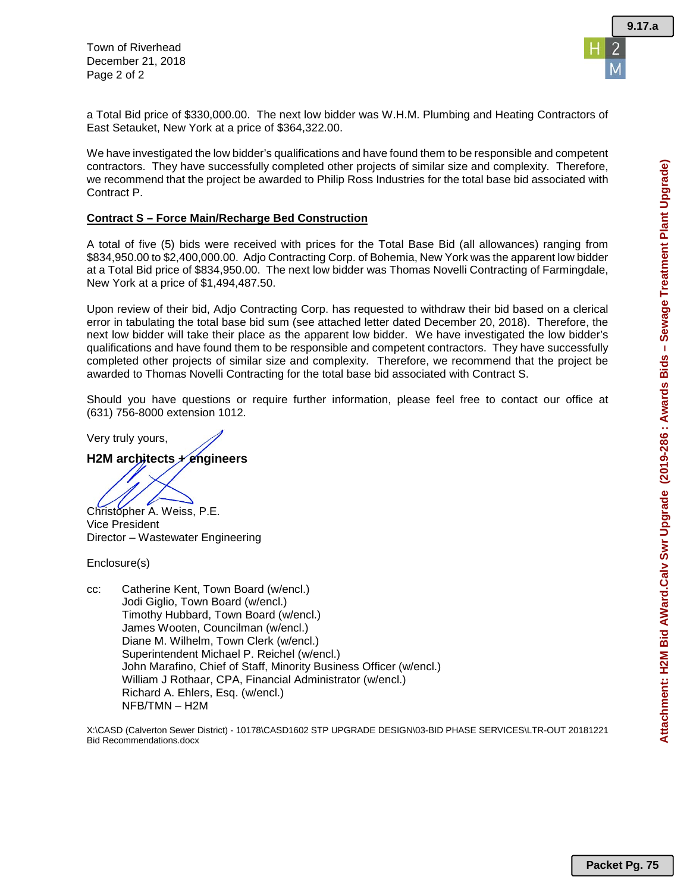a Total Bid price of $330,000.00. The next low bidder was W.H.M. Plumbing and Heating Contractors of East Setauket, New York at a price of $364,322.00.

We have investigated the low bidder's qualifications and have found them to be responsible and competent contractors. They have successfully completed other projects of similar size and complexity. Therefore, we recommend that the project be awarded to Philip Ross Industries for the total base bid associated with Contract P.

**Contract S – Force Main/Recharge Bed Construction**

A total of five (5) bids were received with prices for the Total Base Bid (all allowances) ranging from $834,950.00 to $2,400,000.00. Adjo Contracting Corp. of Bohemia, New York was the apparent low bidder at a Total Bid price of $834,950.00. The next low bidder was Thomas Novelli Contracting of Farmingdale, New York at a price of $1,494,487.50.

Upon review of their bid, Adjo Contracting Corp. has requested to withdraw their bid based on a clerical error in tabulating the total base bid sum (see attached letter dated December 20, 2018). Therefore, the next low bidder will take their place as the apparent low bidder. We have investigated the low bidder's qualifications and have found them to be responsible and competent contractors. They have successfully completed other projects of similar size and complexity. Therefore, we recommend that the project be awarded to Thomas Novelli Contracting for the total base bid associated with Contract S.

Should you have questions or require further information, please feel free to contact our office at (631) 756-8000 extension 1012.

Very truly yours,

**H2M architects + engineers**

Christopher A. Weiss, P.E.
Vice President
Director – Wastewater Engineering

Enclosure(s)

cc: Catherine Kent, Town Board (w/encl.)
Jodi Giglio, Town Board (w/encl.)
Timothy Hubbard, Town Board (w/encl.)
James Wooten, Councilman (w/encl.)
Diane M. Wilhelm, Town Clerk (w/encl.)
Superintendent Michael P. Reichel (w/encl.)
John Marafino, Chief of Staff, Minority Business Officer (w/encl.)
William J Rothaar, CPA, Financial Administrator (w/encl.)
Richard A. Ehlers, Esq. (w/encl.)
NFB/TMN – H2M

X:\CASD (Calverton Sewer District) - 10178\CASD1602 STP UPGRADE DESIGN\03-BID PHASE SERVICES\LTR-OUT 20181221 Bid Recommendations.docx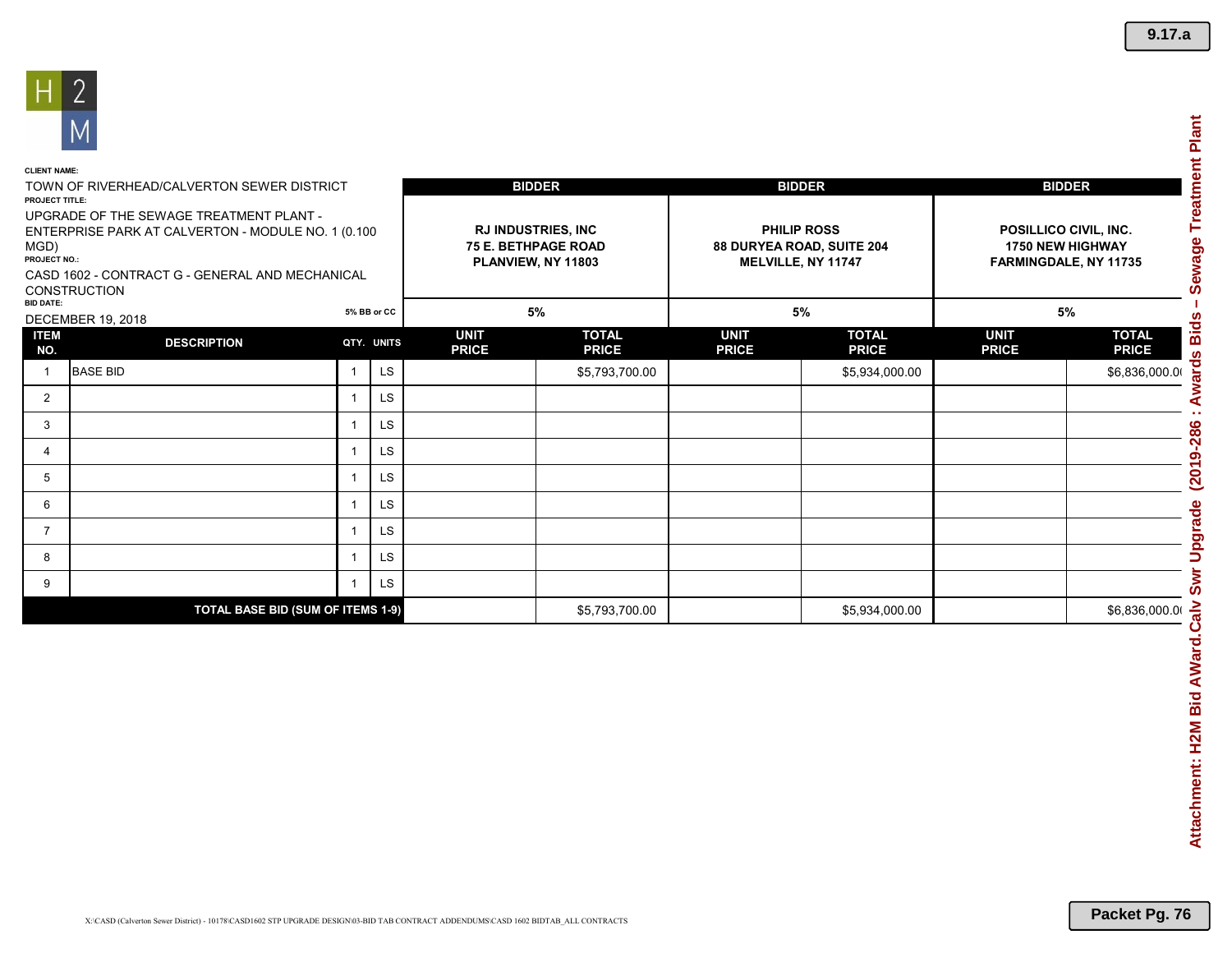H2M

**CLIENT NAME:**
TOWN OF RIVERHEAD/CALVERTON SEWER DISTRICT

**PROJECT TITLE:**
UPGRADE OF THE SEWAGE TREATMENT PLANT - ENTERPRISE PARK AT CALVERTON - MODULE NO. 1 (0.100 MGD)

**PROJECT NO.:**
CASD 1602 - CONTRACT G - GENERAL AND MECHANICAL CONSTRUCTION

**BID DATE:**
DECEMBER 19, 2018

| | | | | BIDDER | | BIDDER | | BIDDER | |
|---|---|---|---|---|---|---|---|---|---|
| | | | | RJ INDUSTRIES, INC 75 E. BETHPAGE ROAD PLANVIEW, NY 11803 | | PHILIP ROSS 88 DURYEA ROAD, SUITE 204 MELVILLE, NY 11747 | | POSILLICO CIVIL, INC. 1750 NEW HIGHWAY FARMINGDALE, NY 11735 | |
| | | 5% BB or CC | | 5% | | 5% | | 5% | |
| ITEM NO. | DESCRIPTION | QTY. | UNITS | UNIT PRICE | TOTAL PRICE | UNIT PRICE | TOTAL PRICE | UNIT PRICE | TOTAL PRICE |
| 1 | BASE BID | 1 | LS | | $5,793,700.00 | | $5,934,000.00 | | $6,836,000.00 |
| 2 | | 1 | LS | | | | | | |
| 3 | | 1 | LS | | | | | | |
| 4 | | 1 | LS | | | | | | |
| 5 | | 1 | LS | | | | | | |
| 6 | | 1 | LS | | | | | | |
| 7 | | 1 | LS | | | | | | |
| 8 | | 1 | LS | | | | | | |
| 9 | | 1 | LS | | | | | | |
| | TOTAL BASE BID (SUM OF ITEMS 1-9) | | | | $5,793,700.00 | | $5,934,000.00 | | $6,836,000.00 |

X:\CASD (Calverton Sewer District) - 10178\CASD1602 STP UPGRADE DESIGN\03-BID TAB CONTRACT ADDENDUMS\CASD 1602 BIDTAB_ALL CONTRACTS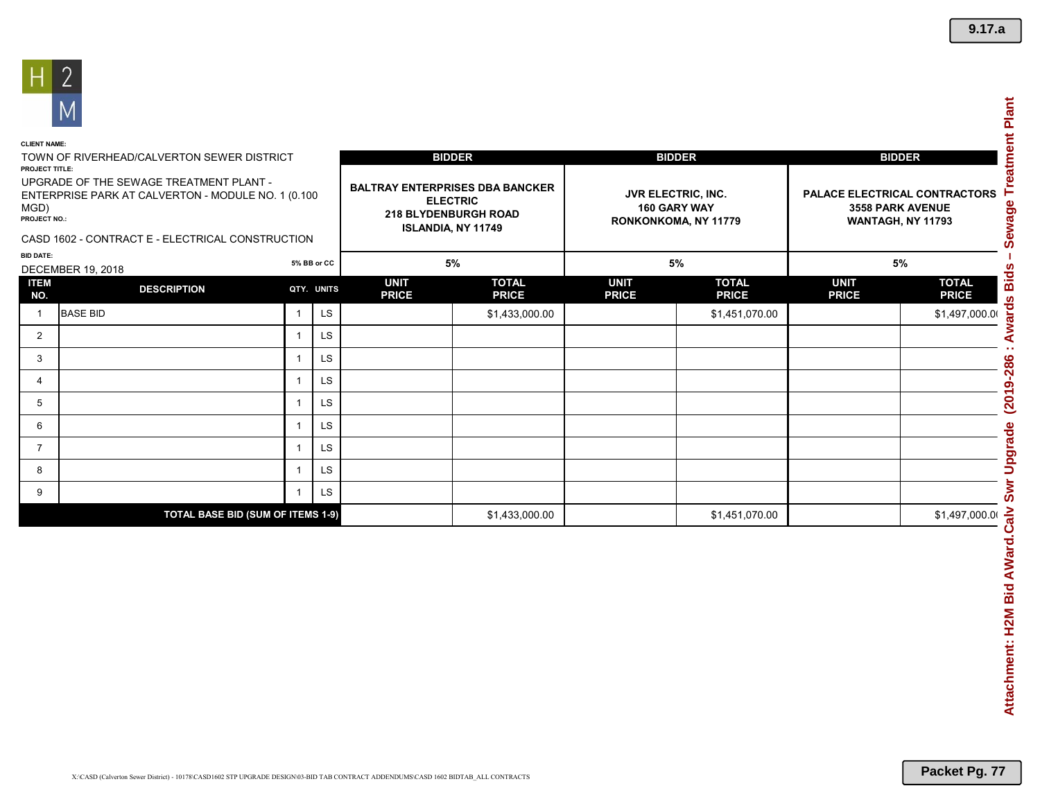H2M

**CLIENT NAME:**
TOWN OF RIVERHEAD/CALVERTON SEWER DISTRICT

**PROJECT TITLE:**
UPGRADE OF THE SEWAGE TREATMENT PLANT - ENTERPRISE PARK AT CALVERTON - MODULE NO. 1 (0.100 MGD)

**PROJECT NO.:**
CASD 1602 - CONTRACT E - ELECTRICAL CONSTRUCTION

**BID DATE:**
DECEMBER 19, 2018

| | | | | BIDDER | | BIDDER | | BIDDER | |
|---|---|---|---|---|---|---|---|---|---|
| | | | | BALTRAY ENTERPRISES DBA BANCKER ELECTRIC 218 BLYDENBURGH ROAD ISLANDIA, NY 11749 | | JVR ELECTRIC, INC. 160 GARY WAY RONKONKOMA, NY 11779 | | PALACE ELECTRICAL CONTRACTORS 3558 PARK AVENUE WANTAGH, NY 11793 | |
| | | 5% BB or CC | | 5% | | 5% | | 5% | |
| ITEM NO. | DESCRIPTION | QTY. | UNITS | UNIT PRICE | TOTAL PRICE | UNIT PRICE | TOTAL PRICE | UNIT PRICE | TOTAL PRICE |
| 1 | BASE BID | 1 | LS | | $1,433,000.00 | | $1,451,070.00 | | $1,497,000.00 |
| 2 | | 1 | LS | | | | | | |
| 3 | | 1 | LS | | | | | | |
| 4 | | 1 | LS | | | | | | |
| 5 | | 1 | LS | | | | | | |
| 6 | | 1 | LS | | | | | | |
| 7 | | 1 | LS | | | | | | |
| 8 | | 1 | LS | | | | | | |
| 9 | | 1 | LS | | | | | | |
| **TOTAL BASE BID (SUM OF ITEMS 1-9)** | | | | | $1,433,000.00 | | $1,451,070.00 | | $1,497,000.00 |

X:\CASD (Calverton Sewer District) - 10178\CASD1602 STP UPGRADE DESIGN\03-BID TAB CONTRACT ADDENDUMS\CASD 1602 BIDTAB_ALL CONTRACTS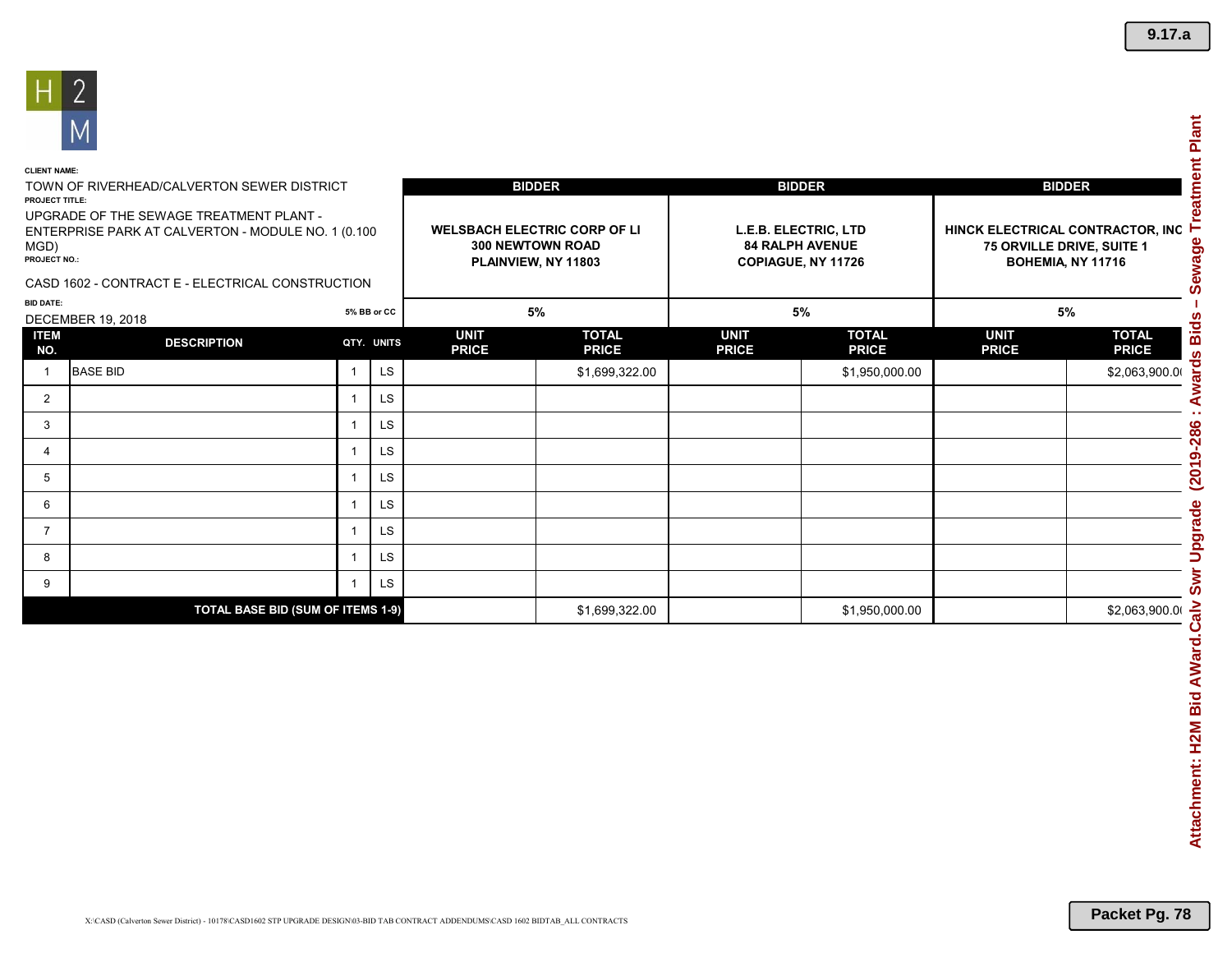H2M

**CLIENT NAME:**
TOWN OF RIVERHEAD/CALVERTON SEWER DISTRICT

**PROJECT TITLE:**
UPGRADE OF THE SEWAGE TREATMENT PLANT - ENTERPRISE PARK AT CALVERTON - MODULE NO. 1 (0.100 MGD)

**PROJECT NO.:**
CASD 1602 - CONTRACT E - ELECTRICAL CONSTRUCTION

**BID DATE:**
DECEMBER 19, 2018

| | | | | BIDDER | | BIDDER | | BIDDER | |
|---|---|---|---|---|---|---|---|---|---|
| | | | | WELSBACH ELECTRIC CORP OF LI 300 NEWTOWN ROAD PLAINVIEW, NY 11803 | | L.E.B. ELECTRIC, LTD 84 RALPH AVENUE COPIAGUE, NY 11726 | | HINCK ELECTRICAL CONTRACTOR, INC 75 ORVILLE DRIVE, SUITE 1 BOHEMIA, NY 11716 | |
| | | 5% BB or CC | | 5% | | 5% | | 5% | |
| ITEM NO. | DESCRIPTION | QTY. | UNITS | UNIT PRICE | TOTAL PRICE | UNIT PRICE | TOTAL PRICE | UNIT PRICE | TOTAL PRICE |
| 1 | BASE BID | 1 | LS | | $1,699,322.00 | | $1,950,000.00 | | $2,063,900.00 |
| 2 | | 1 | LS | | | | | | |
| 3 | | 1 | LS | | | | | | |
| 4 | | 1 | LS | | | | | | |
| 5 | | 1 | LS | | | | | | |
| 6 | | 1 | LS | | | | | | |
| 7 | | 1 | LS | | | | | | |
| 8 | | 1 | LS | | | | | | |
| 9 | | 1 | LS | | | | | | |
| TOTAL BASE BID (SUM OF ITEMS 1-9) | | | | | $1,699,322.00 | | $1,950,000.00 | | $2,063,900.00 |

X:\CASD (Calverton Sewer District) - 10178\CASD1602 STP UPGRADE DESIGN\03-BID TAB CONTRACT ADDENDUMS\CASD 1602 BIDTAB_ALL CONTRACTS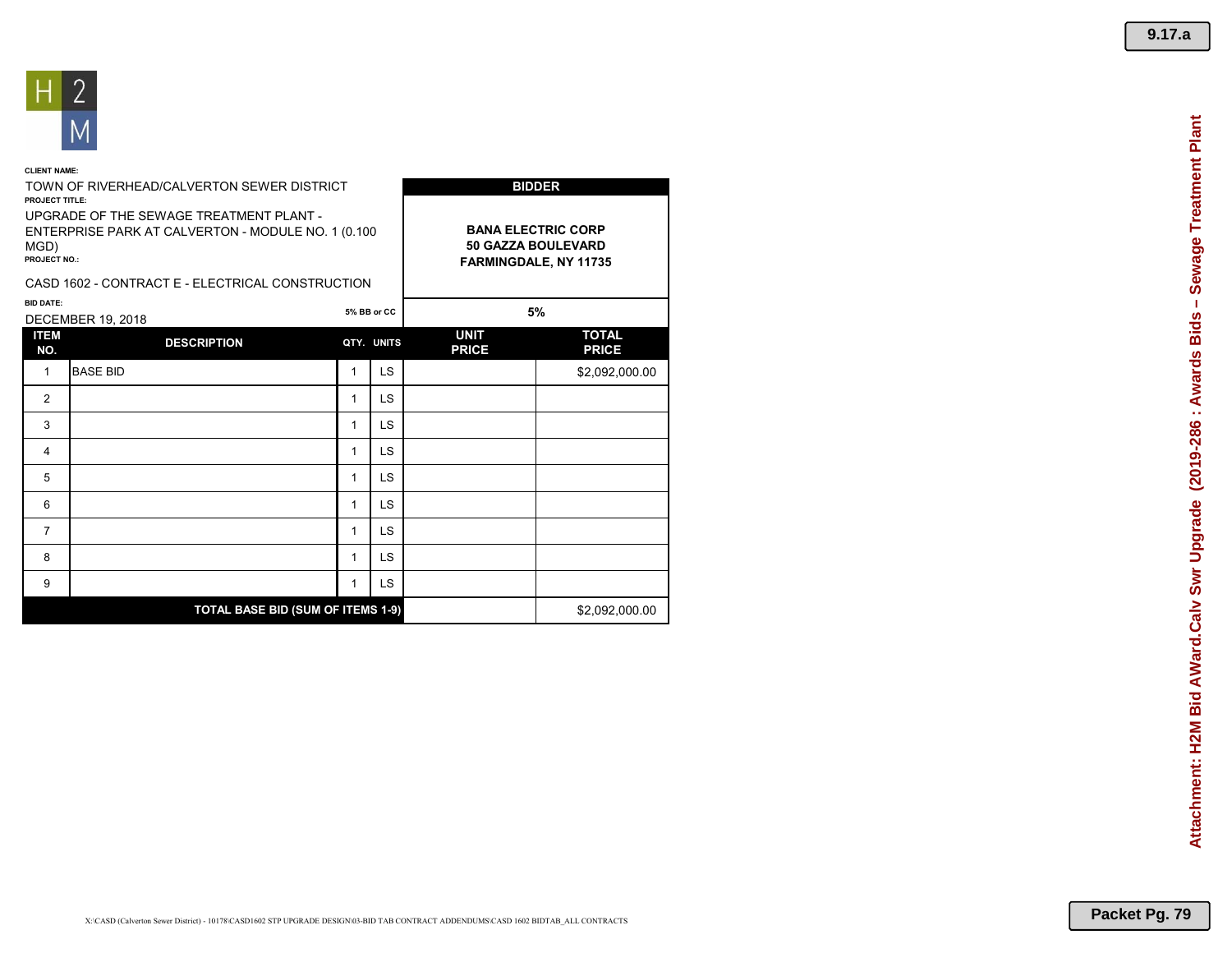H2M

**CLIENT NAME:**

TOWN OF RIVERHEAD/CALVERTON SEWER DISTRICT

**PROJECT TITLE:**

UPGRADE OF THE SEWAGE TREATMENT PLANT - ENTERPRISE PARK AT CALVERTON - MODULE NO. 1 (0.100 MGD)

**PROJECT NO.:**

CASD 1602 - CONTRACT E - ELECTRICAL CONSTRUCTION

**BID DATE:**

DECEMBER 19, 2018

| | | | | **BIDDER** | |
|---|---|---|---|---|---|
| | | | | **BANA ELECTRIC CORP**<br>**50 GAZZA BOULEVARD**<br>**FARMINGDALE, NY 11735** | |
| | | **5% BB or CC** | | **5%** | |
| **ITEM NO.** | **DESCRIPTION** | **QTY.** | **UNITS** | **UNIT PRICE** | **TOTAL PRICE** |
| 1 | BASE BID | 1 | LS | | $2,092,000.00 |
| 2 | | 1 | LS | | |
| 3 | | 1 | LS | | |
| 4 | | 1 | LS | | |
| 5 | | 1 | LS | | |
| 6 | | 1 | LS | | |
| 7 | | 1 | LS | | |
| 8 | | 1 | LS | | |
| 9 | | 1 | LS | | |
| **TOTAL BASE BID (SUM OF ITEMS 1-9)** | | | | | $2,092,000.00 |

X:\CASD (Calverton Sewer District) - 10178\CASD1602 STP UPGRADE DESIGN\03-BID TAB CONTRACT ADDENDUMS\CASD 1602 BIDTAB_ALL CONTRACTS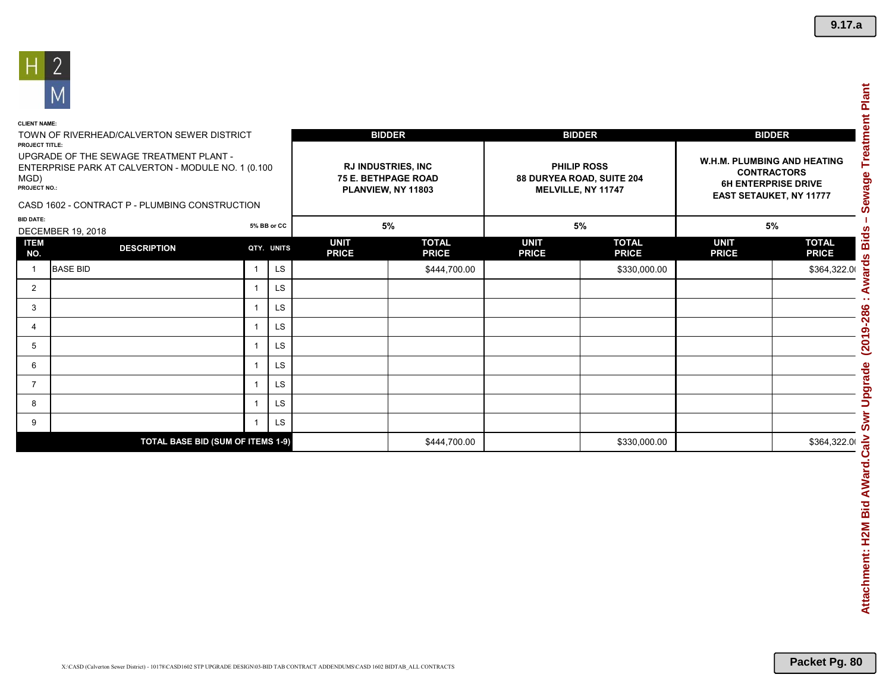**CLIENT NAME:**

TOWN OF RIVERHEAD/CALVERTON SEWER DISTRICT

**PROJECT TITLE:**

UPGRADE OF THE SEWAGE TREATMENT PLANT - ENTERPRISE PARK AT CALVERTON - MODULE NO. 1 (0.100 MGD)

**PROJECT NO.:**

CASD 1602 - CONTRACT P - PLUMBING CONSTRUCTION

**BID DATE:**

DECEMBER 19, 2018

| | | | | BIDDER | | BIDDER | | BIDDER | |
|---|---|---|---|---|---|---|---|---|---|
| | | | | RJ INDUSTRIES, INC 75 E. BETHPAGE ROAD PLANVIEW, NY 11803 | | PHILIP ROSS 88 DURYEA ROAD, SUITE 204 MELVILLE, NY 11747 | | W.H.M. PLUMBING AND HEATING CONTRACTORS 6H ENTERPRISE DRIVE EAST SETAUKET, NY 11777 | |
| | | 5% BB or CC | | 5% | | 5% | | 5% | |
| **ITEM NO.** | **DESCRIPTION** | **QTY.** | **UNITS** | **UNIT PRICE** | **TOTAL PRICE** | **UNIT PRICE** | **TOTAL PRICE** | **UNIT PRICE** | **TOTAL PRICE** |
| 1 | BASE BID | 1 | LS | | $444,700.00 | | $330,000.00 | | $364,322.00 |
| 2 | | 1 | LS | | | | | | |
| 3 | | 1 | LS | | | | | | |
| 4 | | 1 | LS | | | | | | |
| 5 | | 1 | LS | | | | | | |
| 6 | | 1 | LS | | | | | | |
| 7 | | 1 | LS | | | | | | |
| 8 | | 1 | LS | | | | | | |
| 9 | | 1 | LS | | | | | | |
| **TOTAL BASE BID (SUM OF ITEMS 1-9)** | | | | | $444,700.00 | | $330,000.00 | | $364,322.00 |

X:\CASD (Calverton Sewer District) - 10178\CASD1602 STP UPGRADE DESIGN\03-BID TAB CONTRACT ADDENDUMS\CASD 1602 BIDTAB_ALL CONTRACTS

Attachment: H2M Bid AWard.Calv Swr Upgrade (2019-286 : Awards Bids – Sewage Treatment Plant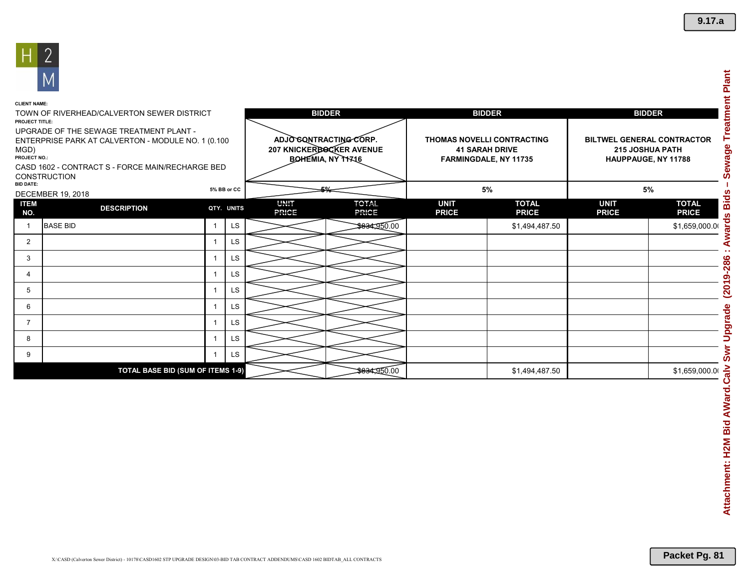9.17.a

H2M

**CLIENT NAME:**
TOWN OF RIVERHEAD/CALVERTON SEWER DISTRICT

**PROJECT TITLE:**
UPGRADE OF THE SEWAGE TREATMENT PLANT - ENTERPRISE PARK AT CALVERTON - MODULE NO. 1 (0.100 MGD)

**PROJECT NO.:**
CASD 1602 - CONTRACT S - FORCE MAIN/RECHARGE BED CONSTRUCTION

**BID DATE:**
DECEMBER 19, 2018

| | | | | BIDDER | | BIDDER | | BIDDER | |
|---|---|---|---|---|---|---|---|---|---|
| | | | | ADJO CONTRACTING CORP. 207 KNICKERBOCKER AVENUE BOHEMIA, NY 11716 (crossed out) | | THOMAS NOVELLI CONTRACTING 41 SARAH DRIVE FARMINGDALE, NY 11735 | | BILTWEL GENERAL CONTRACTOR 215 JOSHUA PATH HAUPPAUGE, NY 11788 | |
| | | 5% BB or CC | | 5% (crossed out) | | 5% | | 5% | |
| **ITEM NO.** | **DESCRIPTION** | **QTY.** | **UNITS** | **UNIT PRICE** | **TOTAL PRICE** | **UNIT PRICE** | **TOTAL PRICE** | **UNIT PRICE** | **TOTAL PRICE** |
| 1 | BASE BID | 1 | LS | | ~~$834,950.00~~ | | $1,494,487.50 | | $1,659,000.00 |
| 2 | | 1 | LS | | | | | | |
| 3 | | 1 | LS | | | | | | |
| 4 | | 1 | LS | | | | | | |
| 5 | | 1 | LS | | | | | | |
| 6 | | 1 | LS | | | | | | |
| 7 | | 1 | LS | | | | | | |
| 8 | | 1 | LS | | | | | | |
| 9 | | 1 | LS | | | | | | |
| **TOTAL BASE BID (SUM OF ITEMS 1-9)** | | | | | ~~$834,950.00~~ | | $1,494,487.50 | | $1,659,000.00 |

X:\CASD (Calverton Sewer District) - 10178\CASD1602 STP UPGRADE DESIGN\03-BID TAB CONTRACT ADDENDUMS\CASD 1602 BIDTAB_ALL CONTRACTS

Attachment: H2M Bid AWard.Calv Swr Upgrade (2019-286 : Awards Bids – Sewage Treatment Plant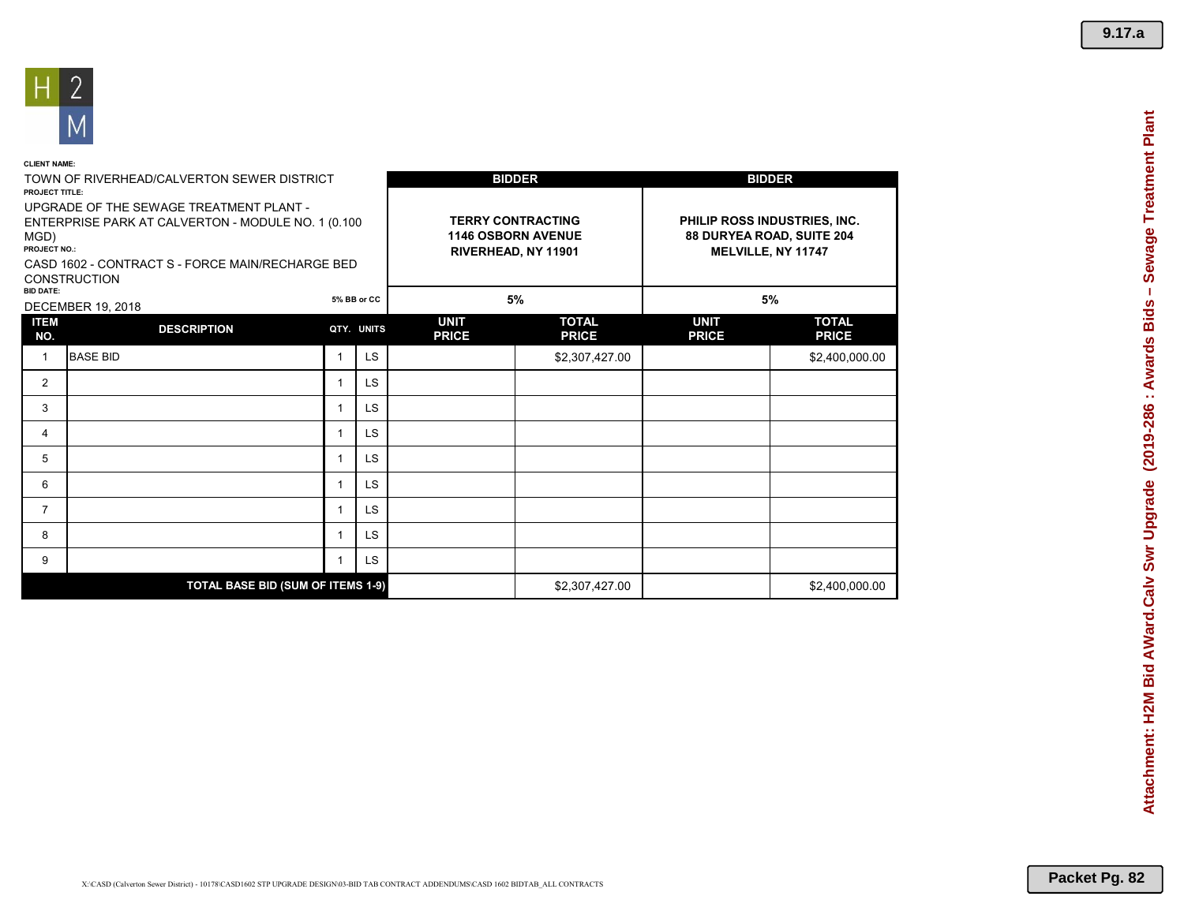**CLIENT NAME:**

TOWN OF RIVERHEAD/CALVERTON SEWER DISTRICT

**PROJECT TITLE:**

UPGRADE OF THE SEWAGE TREATMENT PLANT - ENTERPRISE PARK AT CALVERTON - MODULE NO. 1 (0.100 MGD)

**PROJECT NO.:**

CASD 1602 - CONTRACT S - FORCE MAIN/RECHARGE BED CONSTRUCTION

**BID DATE:**

DECEMBER 19, 2018

| | | | | BIDDER | | BIDDER | |
|---|---|---|---|---|---|---|---|
| | | | | TERRY CONTRACTING<br>1146 OSBORN AVENUE<br>RIVERHEAD, NY 11901 | | PHILIP ROSS INDUSTRIES, INC.<br>88 DURYEA ROAD, SUITE 204<br>MELVILLE, NY 11747 | |
| | | 5% BB or CC | | 5% | | 5% | |
| ITEM NO. | DESCRIPTION | QTY. | UNITS | UNIT PRICE | TOTAL PRICE | UNIT PRICE | TOTAL PRICE |
| 1 | BASE BID | 1 | LS | | $2,307,427.00 | | $2,400,000.00 |
| 2 | | 1 | LS | | | | |
| 3 | | 1 | LS | | | | |
| 4 | | 1 | LS | | | | |
| 5 | | 1 | LS | | | | |
| 6 | | 1 | LS | | | | |
| 7 | | 1 | LS | | | | |
| 8 | | 1 | LS | | | | |
| 9 | | 1 | LS | | | | |
| **TOTAL BASE BID (SUM OF ITEMS 1-9)** | | | | | $2,307,427.00 | | $2,400,000.00 |

X:\CASD (Calverton Sewer District) - 10178\CASD1602 STP UPGRADE DESIGN\03-BID TAB CONTRACT ADDENDUMS\CASD 1602 BIDTAB_ALL CONTRACTS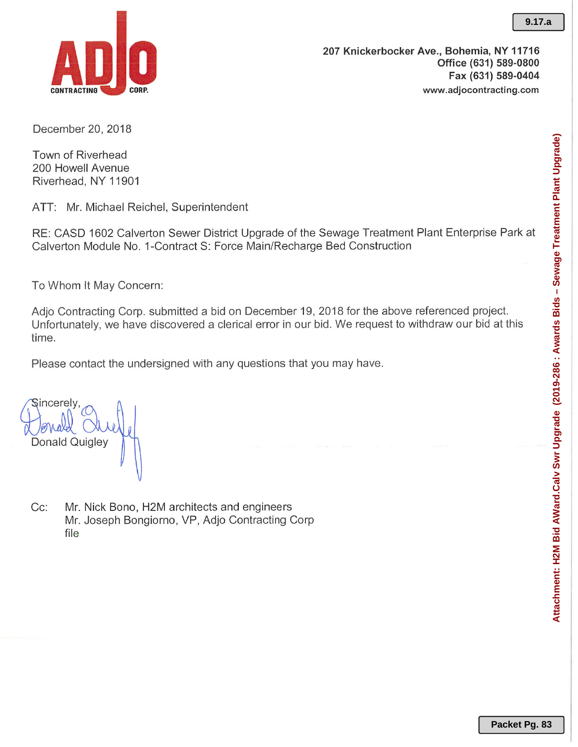**ADJO CONTRACTING CORP.**

207 Knickerbocker Ave., Bohemia, NY 11716
Office (631) 589-0800
Fax (631) 589-0404
www.adjocontracting.com

December 20, 2018

Town of Riverhead
200 Howell Avenue
Riverhead, NY 11901

ATT: Mr. Michael Reichel, Superintendent

RE: CASD 1602 Calverton Sewer District Upgrade of the Sewage Treatment Plant Enterprise Park at Calverton Module No. 1-Contract S: Force Main/Recharge Bed Construction

To Whom It May Concern:

Adjo Contracting Corp. submitted a bid on December 19, 2018 for the above referenced project. Unfortunately, we have discovered a clerical error in our bid. We request to withdraw our bid at this time.

Please contact the undersigned with any questions that you may have.

Sincerely,

Donald Quigley

Cc: Mr. Nick Bono, H2M architects and engineers
Mr. Joseph Bongiorno, VP, Adjo Contracting Corp
file